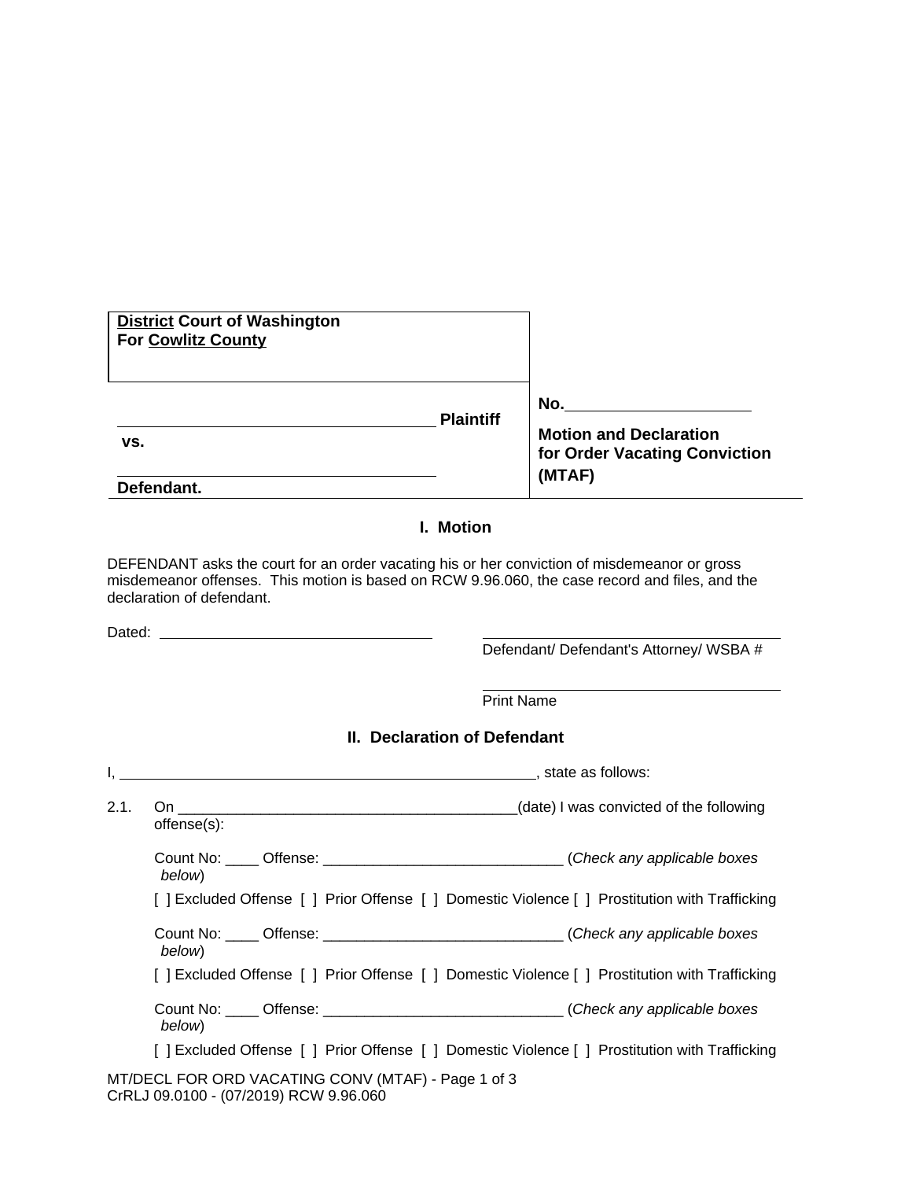**District Court of Washington**
**For Cowlitz County**

| | |
|---|---|
| ____________________________________ **Plaintiff** | **No.**____________________ |
| **vs.** | **Motion and Declaration for Order Vacating Conviction (MTAF)** |
| ____________________________________ **Defendant.** | |

## I. Motion

DEFENDANT asks the court for an order vacating his or her conviction of misdemeanor or gross misdemeanor offenses. This motion is based on RCW 9.96.060, the case record and files, and the declaration of defendant.

Dated: ______________________________

______________________________
Defendant/ Defendant's Attorney/ WSBA #

______________________________
Print Name

## II. Declaration of Defendant

I, ______________________________________________, state as follows:

2.1. On _______________________________________(date) I was convicted of the following offense(s):

Count No: ____ Offense: ____________________________ (*Check any applicable boxes below*)

[ ] Excluded Offense [ ] Prior Offense [ ] Domestic Violence [ ] Prostitution with Trafficking

Count No: ____ Offense: ____________________________ (*Check any applicable boxes below*)

[ ] Excluded Offense [ ] Prior Offense [ ] Domestic Violence [ ] Prostitution with Trafficking

Count No: ____ Offense: ____________________________ (*Check any applicable boxes below*)

[ ] Excluded Offense [ ] Prior Offense [ ] Domestic Violence [ ] Prostitution with Trafficking

MT/DECL FOR ORD VACATING CONV (MTAF)
CrRLJ 09.0100 - (07/2019) RCW 9.96.060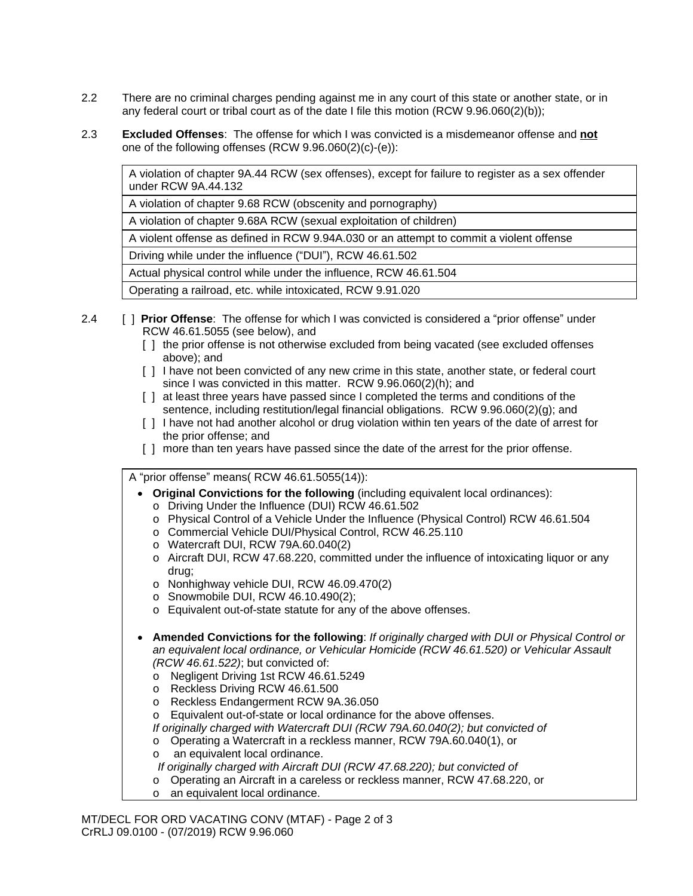2.2 There are no criminal charges pending against me in any court of this state or another state, or in any federal court or tribal court as of the date I file this motion (RCW 9.96.060(2)(b));

2.3 **Excluded Offenses**: The offense for which I was convicted is a misdemeanor offense and **not** one of the following offenses (RCW 9.96.060(2)(c)-(e)):

| |
|---|
| A violation of chapter 9A.44 RCW (sex offenses), except for failure to register as a sex offender under RCW 9A.44.132 |
| A violation of chapter 9.68 RCW (obscenity and pornography) |
| A violation of chapter 9.68A RCW (sexual exploitation of children) |
| A violent offense as defined in RCW 9.94A.030 or an attempt to commit a violent offense |
| Driving while under the influence ("DUI"), RCW 46.61.502 |
| Actual physical control while under the influence, RCW 46.61.504 |
| Operating a railroad, etc. while intoxicated, RCW 9.91.020 |

2.4 [ ] **Prior Offense**: The offense for which I was convicted is considered a "prior offense" under RCW 46.61.5055 (see below), and
- [ ] the prior offense is not otherwise excluded from being vacated (see excluded offenses above); and
- [ ] I have not been convicted of any new crime in this state, another state, or federal court since I was convicted in this matter. RCW 9.96.060(2)(h); and
- [ ] at least three years have passed since I completed the terms and conditions of the sentence, including restitution/legal financial obligations. RCW 9.96.060(2)(g); and
- [ ] I have not had another alcohol or drug violation within ten years of the date of arrest for the prior offense; and
- [ ] more than ten years have passed since the date of the arrest for the prior offense.

A "prior offense" means( RCW 46.61.5055(14)):

- **Original Convictions for the following** (including equivalent local ordinances):
  - Driving Under the Influence (DUI) RCW 46.61.502
  - Physical Control of a Vehicle Under the Influence (Physical Control) RCW 46.61.504
  - Commercial Vehicle DUI/Physical Control, RCW 46.25.110
  - Watercraft DUI, RCW 79A.60.040(2)
  - Aircraft DUI, RCW 47.68.220, committed under the influence of intoxicating liquor or any drug;
  - Nonhighway vehicle DUI, RCW 46.09.470(2)
  - Snowmobile DUI, RCW 46.10.490(2);
  - Equivalent out-of-state statute for any of the above offenses.

- **Amended Convictions for the following**: *If originally charged with DUI or Physical Control or an equivalent local ordinance, or Vehicular Homicide (RCW 46.61.520) or Vehicular Assault (RCW 46.61.522)*; but convicted of:
  - Negligent Driving 1st RCW 46.61.5249
  - Reckless Driving RCW 46.61.500
  - Reckless Endangerment RCW 9A.36.050
  - Equivalent out-of-state or local ordinance for the above offenses.

  *If originally charged with Watercraft DUI (RCW 79A.60.040(2); but convicted of*
  - Operating a Watercraft in a reckless manner, RCW 79A.60.040(1), or
  - an equivalent local ordinance.

  *If originally charged with Aircraft DUI (RCW 47.68.220); but convicted of*
  - Operating an Aircraft in a careless or reckless manner, RCW 47.68.220, or
  - an equivalent local ordinance.

MT/DECL FOR ORD VACATING CONV (MTAF)
CrRLJ 09.0100 - (07/2019) RCW 9.96.060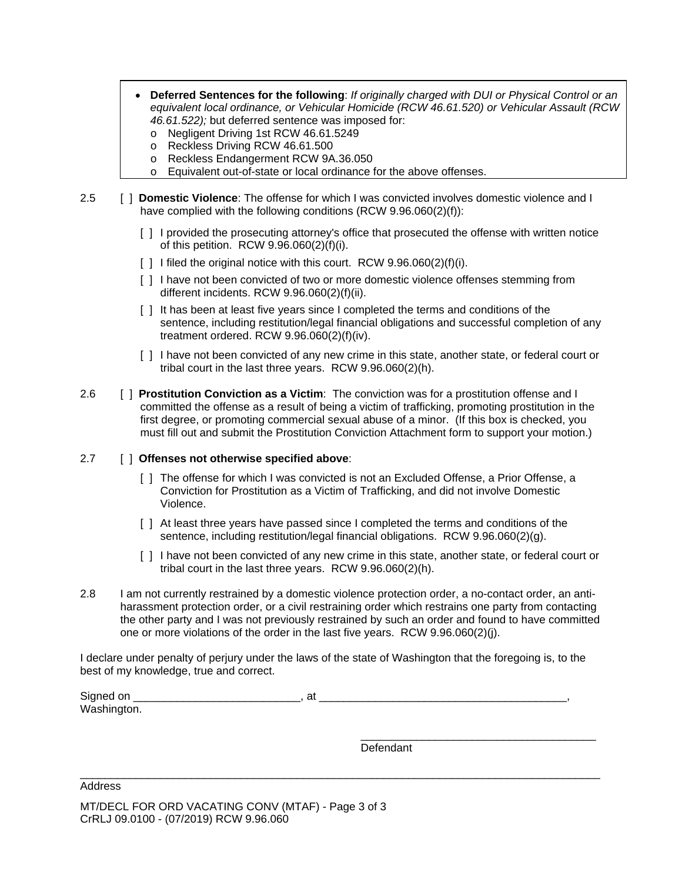- **Deferred Sentences for the following**: *If originally charged with DUI or Physical Control or an equivalent local ordinance, or Vehicular Homicide (RCW 46.61.520) or Vehicular Assault (RCW 46.61.522);* but deferred sentence was imposed for:
  - Negligent Driving 1st RCW 46.61.5249
  - Reckless Driving RCW 46.61.500
  - Reckless Endangerment RCW 9A.36.050
  - Equivalent out-of-state or local ordinance for the above offenses.

2.5 [ ] **Domestic Violence**: The offense for which I was convicted involves domestic violence and I have complied with the following conditions (RCW 9.96.060(2)(f)):

[ ] I provided the prosecuting attorney's office that prosecuted the offense with written notice of this petition. RCW 9.96.060(2)(f)(i).

[ ] I filed the original notice with this court. RCW 9.96.060(2)(f)(i).

[ ] I have not been convicted of two or more domestic violence offenses stemming from different incidents. RCW 9.96.060(2)(f)(ii).

[ ] It has been at least five years since I completed the terms and conditions of the sentence, including restitution/legal financial obligations and successful completion of any treatment ordered. RCW 9.96.060(2)(f)(iv).

[ ] I have not been convicted of any new crime in this state, another state, or federal court or tribal court in the last three years. RCW 9.96.060(2)(h).

2.6 [ ] **Prostitution Conviction as a Victim**: The conviction was for a prostitution offense and I committed the offense as a result of being a victim of trafficking, promoting prostitution in the first degree, or promoting commercial sexual abuse of a minor. (If this box is checked, you must fill out and submit the Prostitution Conviction Attachment form to support your motion.)

2.7 [ ] **Offenses not otherwise specified above**:

[ ] The offense for which I was convicted is not an Excluded Offense, a Prior Offense, a Conviction for Prostitution as a Victim of Trafficking, and did not involve Domestic Violence.

[ ] At least three years have passed since I completed the terms and conditions of the sentence, including restitution/legal financial obligations. RCW 9.96.060(2)(g).

[ ] I have not been convicted of any new crime in this state, another state, or federal court or tribal court in the last three years. RCW 9.96.060(2)(h).

2.8 I am not currently restrained by a domestic violence protection order, a no-contact order, an anti-harassment protection order, or a civil restraining order which restrains one party from contacting the other party and I was not previously restrained by such an order and found to have committed one or more violations of the order in the last five years. RCW 9.96.060(2)(j).

I declare under penalty of perjury under the laws of the state of Washington that the foregoing is, to the best of my knowledge, true and correct.

Signed on ___________________________, at ________________________________________, Washington.

______________________________________
Defendant

________________________________________________________________________________
Address

MT/DECL FOR ORD VACATING CONV (MTAF) - Page 3 of 3
CrRLJ 09.0100 - (07/2019) RCW 9.96.060